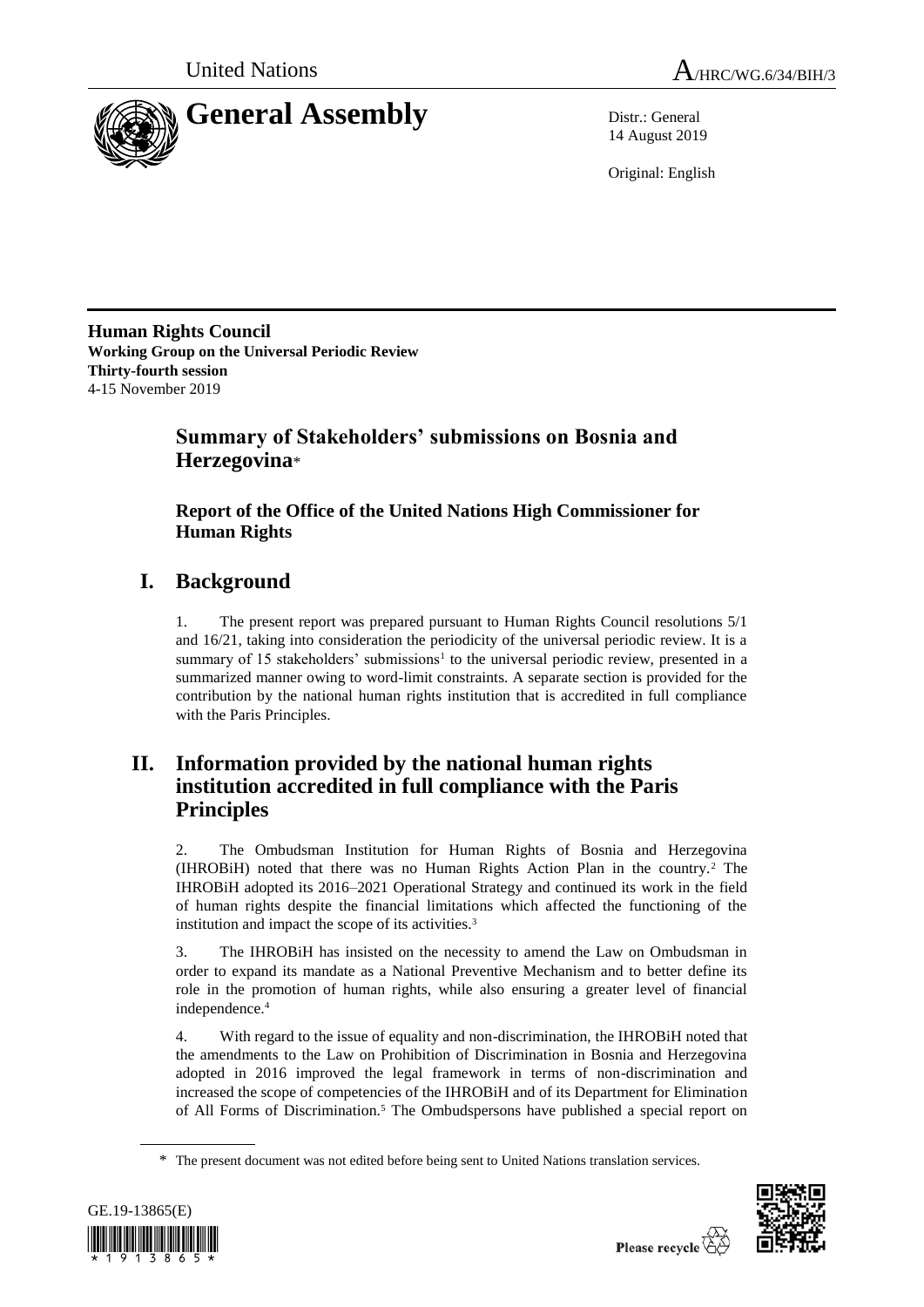United Nations | A/HRC/WG.6/34/BIH/3

# General Assembly

Distr.: General
14 August 2019

Original: English

**Human Rights Council**
**Working Group on the Universal Periodic Review**
**Thirty-fourth session**
4-15 November 2019

## Summary of Stakeholders' submissions on Bosnia and Herzegovina*

### Report of the Office of the United Nations High Commissioner for Human Rights

## I. Background

1. The present report was prepared pursuant to Human Rights Council resolutions 5/1 and 16/21, taking into consideration the periodicity of the universal periodic review. It is a summary of 15 stakeholders' submissions[1] to the universal periodic review, presented in a summarized manner owing to word-limit constraints. A separate section is provided for the contribution by the national human rights institution that is accredited in full compliance with the Paris Principles.

## II. Information provided by the national human rights institution accredited in full compliance with the Paris Principles

2. The Ombudsman Institution for Human Rights of Bosnia and Herzegovina (IHROBiH) noted that there was no Human Rights Action Plan in the country.[2] The IHROBiH adopted its 2016–2021 Operational Strategy and continued its work in the field of human rights despite the financial limitations which affected the functioning of the institution and impact the scope of its activities.[3]

3. The IHROBiH has insisted on the necessity to amend the Law on Ombudsman in order to expand its mandate as a National Preventive Mechanism and to better define its role in the promotion of human rights, while also ensuring a greater level of financial independence.[4]

4. With regard to the issue of equality and non-discrimination, the IHROBiH noted that the amendments to the Law on Prohibition of Discrimination in Bosnia and Herzegovina adopted in 2016 improved the legal framework in terms of non-discrimination and increased the scope of competencies of the IHROBiH and of its Department for Elimination of All Forms of Discrimination.[5] The Ombudspersons have published a special report on

\* The present document was not edited before being sent to United Nations translation services.

GE.19-13865(E)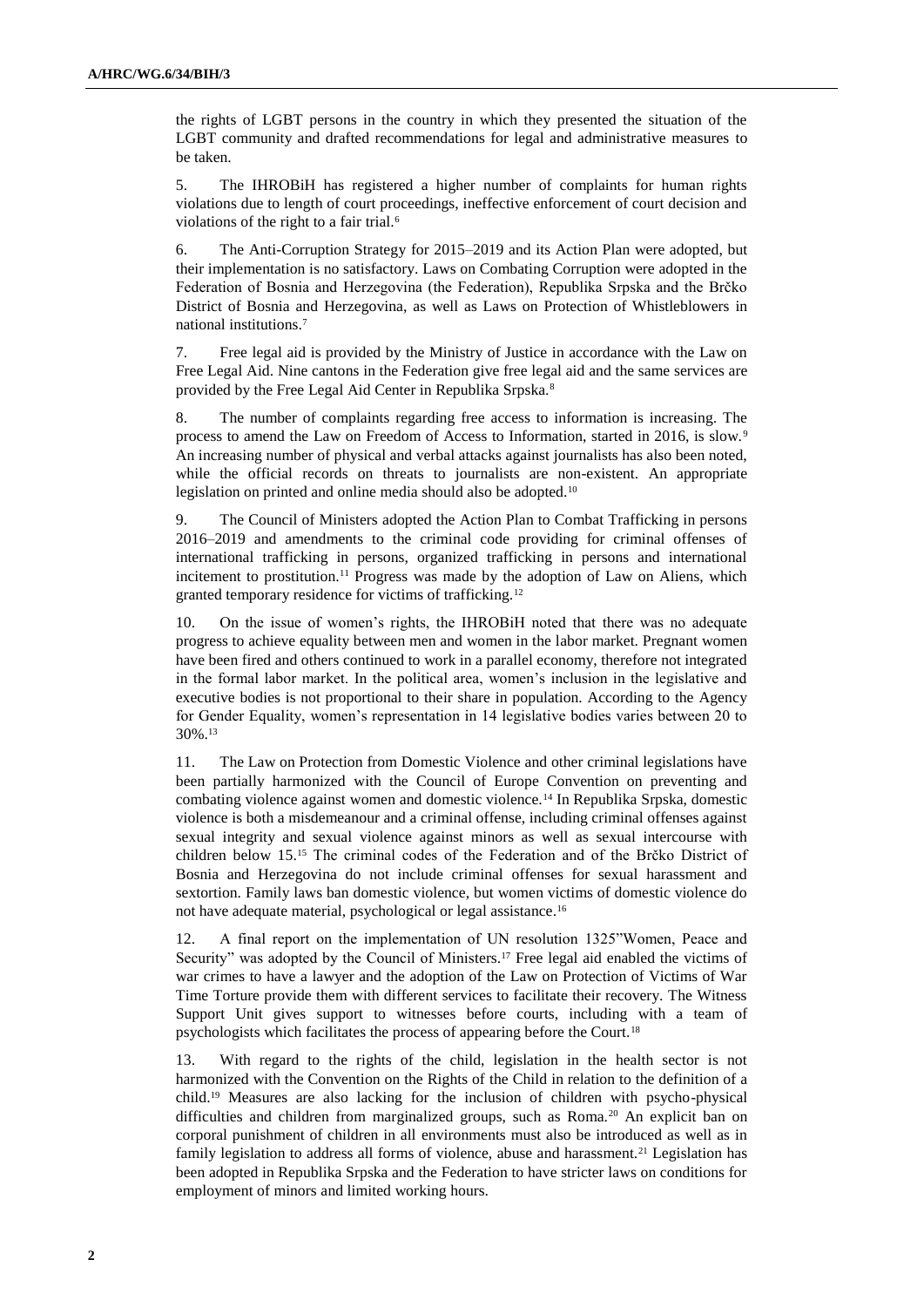the rights of LGBT persons in the country in which they presented the situation of the LGBT community and drafted recommendations for legal and administrative measures to be taken.

5. The IHROBiH has registered a higher number of complaints for human rights violations due to length of court proceedings, ineffective enforcement of court decision and violations of the right to a fair trial.[6]

6. The Anti-Corruption Strategy for 2015–2019 and its Action Plan were adopted, but their implementation is no satisfactory. Laws on Combating Corruption were adopted in the Federation of Bosnia and Herzegovina (the Federation), Republika Srpska and the Brčko District of Bosnia and Herzegovina, as well as Laws on Protection of Whistleblowers in national institutions.[7]

7. Free legal aid is provided by the Ministry of Justice in accordance with the Law on Free Legal Aid. Nine cantons in the Federation give free legal aid and the same services are provided by the Free Legal Aid Center in Republika Srpska.[8]

8. The number of complaints regarding free access to information is increasing. The process to amend the Law on Freedom of Access to Information, started in 2016, is slow.[9] An increasing number of physical and verbal attacks against journalists has also been noted, while the official records on threats to journalists are non-existent. An appropriate legislation on printed and online media should also be adopted.[10]

9. The Council of Ministers adopted the Action Plan to Combat Trafficking in persons 2016–2019 and amendments to the criminal code providing for criminal offenses of international trafficking in persons, organized trafficking in persons and international incitement to prostitution.[11] Progress was made by the adoption of Law on Aliens, which granted temporary residence for victims of trafficking.[12]

10. On the issue of women's rights, the IHROBiH noted that there was no adequate progress to achieve equality between men and women in the labor market. Pregnant women have been fired and others continued to work in a parallel economy, therefore not integrated in the formal labor market. In the political area, women's inclusion in the legislative and executive bodies is not proportional to their share in population. According to the Agency for Gender Equality, women's representation in 14 legislative bodies varies between 20 to 30%.[13]

11. The Law on Protection from Domestic Violence and other criminal legislations have been partially harmonized with the Council of Europe Convention on preventing and combating violence against women and domestic violence.[14] In Republika Srpska, domestic violence is both a misdemeanour and a criminal offense, including criminal offenses against sexual integrity and sexual violence against minors as well as sexual intercourse with children below 15.[15] The criminal codes of the Federation and of the Brčko District of Bosnia and Herzegovina do not include criminal offenses for sexual harassment and sextortion. Family laws ban domestic violence, but women victims of domestic violence do not have adequate material, psychological or legal assistance.[16]

12. A final report on the implementation of UN resolution 1325"Women, Peace and Security" was adopted by the Council of Ministers.[17] Free legal aid enabled the victims of war crimes to have a lawyer and the adoption of the Law on Protection of Victims of War Time Torture provide them with different services to facilitate their recovery. The Witness Support Unit gives support to witnesses before courts, including with a team of psychologists which facilitates the process of appearing before the Court.[18]

13. With regard to the rights of the child, legislation in the health sector is not harmonized with the Convention on the Rights of the Child in relation to the definition of a child.[19] Measures are also lacking for the inclusion of children with psycho-physical difficulties and children from marginalized groups, such as Roma.[20] An explicit ban on corporal punishment of children in all environments must also be introduced as well as in family legislation to address all forms of violence, abuse and harassment.[21] Legislation has been adopted in Republika Srpska and the Federation to have stricter laws on conditions for employment of minors and limited working hours.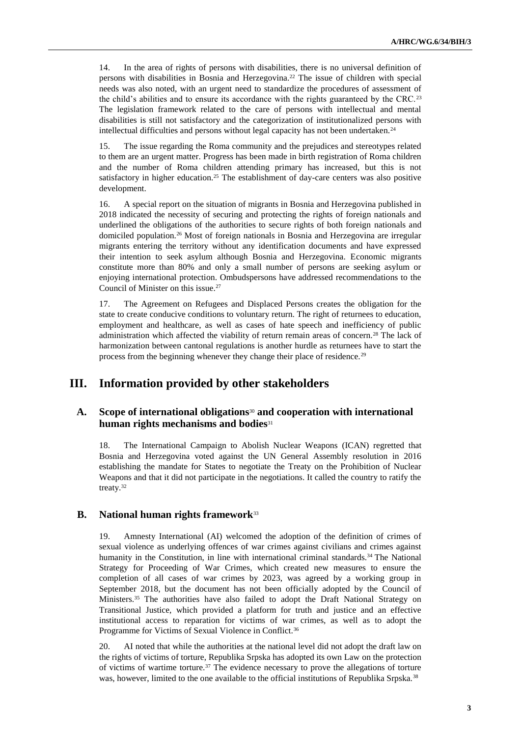14. In the area of rights of persons with disabilities, there is no universal definition of persons with disabilities in Bosnia and Herzegovina.[22] The issue of children with special needs was also noted, with an urgent need to standardize the procedures of assessment of the child's abilities and to ensure its accordance with the rights guaranteed by the CRC.[23] The legislation framework related to the care of persons with intellectual and mental disabilities is still not satisfactory and the categorization of institutionalized persons with intellectual difficulties and persons without legal capacity has not been undertaken.[24]

15. The issue regarding the Roma community and the prejudices and stereotypes related to them are an urgent matter. Progress has been made in birth registration of Roma children and the number of Roma children attending primary has increased, but this is not satisfactory in higher education.[25] The establishment of day-care centers was also positive development.

16. A special report on the situation of migrants in Bosnia and Herzegovina published in 2018 indicated the necessity of securing and protecting the rights of foreign nationals and underlined the obligations of the authorities to secure rights of both foreign nationals and domiciled population.[26] Most of foreign nationals in Bosnia and Herzegovina are irregular migrants entering the territory without any identification documents and have expressed their intention to seek asylum although Bosnia and Herzegovina. Economic migrants constitute more than 80% and only a small number of persons are seeking asylum or enjoying international protection. Ombudspersons have addressed recommendations to the Council of Minister on this issue.[27]

17. The Agreement on Refugees and Displaced Persons creates the obligation for the state to create conducive conditions to voluntary return. The right of returnees to education, employment and healthcare, as well as cases of hate speech and inefficiency of public administration which affected the viability of return remain areas of concern.[28] The lack of harmonization between cantonal regulations is another hurdle as returnees have to start the process from the beginning whenever they change their place of residence.[29]

# III. Information provided by other stakeholders

## A. Scope of international obligations[30] and cooperation with international human rights mechanisms and bodies[31]

18. The International Campaign to Abolish Nuclear Weapons (ICAN) regretted that Bosnia and Herzegovina voted against the UN General Assembly resolution in 2016 establishing the mandate for States to negotiate the Treaty on the Prohibition of Nuclear Weapons and that it did not participate in the negotiations. It called the country to ratify the treaty.[32]

## B. National human rights framework[33]

19. Amnesty International (AI) welcomed the adoption of the definition of crimes of sexual violence as underlying offences of war crimes against civilians and crimes against humanity in the Constitution, in line with international criminal standards.[34] The National Strategy for Proceeding of War Crimes, which created new measures to ensure the completion of all cases of war crimes by 2023, was agreed by a working group in September 2018, but the document has not been officially adopted by the Council of Ministers.[35] The authorities have also failed to adopt the Draft National Strategy on Transitional Justice, which provided a platform for truth and justice and an effective institutional access to reparation for victims of war crimes, as well as to adopt the Programme for Victims of Sexual Violence in Conflict.[36]

20. AI noted that while the authorities at the national level did not adopt the draft law on the rights of victims of torture, Republika Srpska has adopted its own Law on the protection of victims of wartime torture.[37] The evidence necessary to prove the allegations of torture was, however, limited to the one available to the official institutions of Republika Srpska.[38]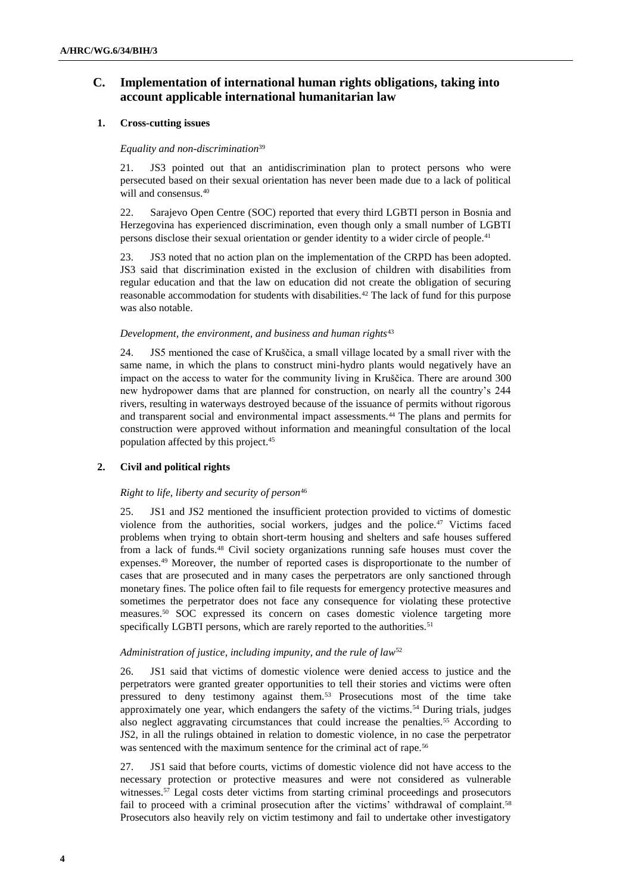## C. Implementation of international human rights obligations, taking into account applicable international humanitarian law

### 1. Cross-cutting issues

*Equality and non-discrimination*[39]

21. JS3 pointed out that an antidiscrimination plan to protect persons who were persecuted based on their sexual orientation has never been made due to a lack of political will and consensus.[40]

22. Sarajevo Open Centre (SOC) reported that every third LGBTI person in Bosnia and Herzegovina has experienced discrimination, even though only a small number of LGBTI persons disclose their sexual orientation or gender identity to a wider circle of people.[41]

23. JS3 noted that no action plan on the implementation of the CRPD has been adopted. JS3 said that discrimination existed in the exclusion of children with disabilities from regular education and that the law on education did not create the obligation of securing reasonable accommodation for students with disabilities.[42] The lack of fund for this purpose was also notable.

*Development, the environment, and business and human rights*[43]

24. JS5 mentioned the case of Kruščica, a small village located by a small river with the same name, in which the plans to construct mini-hydro plants would negatively have an impact on the access to water for the community living in Kruščica. There are around 300 new hydropower dams that are planned for construction, on nearly all the country's 244 rivers, resulting in waterways destroyed because of the issuance of permits without rigorous and transparent social and environmental impact assessments.[44] The plans and permits for construction were approved without information and meaningful consultation of the local population affected by this project.[45]

### 2. Civil and political rights

*Right to life, liberty and security of person*[46]

25. JS1 and JS2 mentioned the insufficient protection provided to victims of domestic violence from the authorities, social workers, judges and the police.[47] Victims faced problems when trying to obtain short-term housing and shelters and safe houses suffered from a lack of funds.[48] Civil society organizations running safe houses must cover the expenses.[49] Moreover, the number of reported cases is disproportionate to the number of cases that are prosecuted and in many cases the perpetrators are only sanctioned through monetary fines. The police often fail to file requests for emergency protective measures and sometimes the perpetrator does not face any consequence for violating these protective measures.[50] SOC expressed its concern on cases domestic violence targeting more specifically LGBTI persons, which are rarely reported to the authorities.[51]

*Administration of justice, including impunity, and the rule of law*[52]

26. JS1 said that victims of domestic violence were denied access to justice and the perpetrators were granted greater opportunities to tell their stories and victims were often pressured to deny testimony against them.[53] Prosecutions most of the time take approximately one year, which endangers the safety of the victims.[54] During trials, judges also neglect aggravating circumstances that could increase the penalties.[55] According to JS2, in all the rulings obtained in relation to domestic violence, in no case the perpetrator was sentenced with the maximum sentence for the criminal act of rape.[56]

27. JS1 said that before courts, victims of domestic violence did not have access to the necessary protection or protective measures and were not considered as vulnerable witnesses.[57] Legal costs deter victims from starting criminal proceedings and prosecutors fail to proceed with a criminal prosecution after the victims' withdrawal of complaint.[58] Prosecutors also heavily rely on victim testimony and fail to undertake other investigatory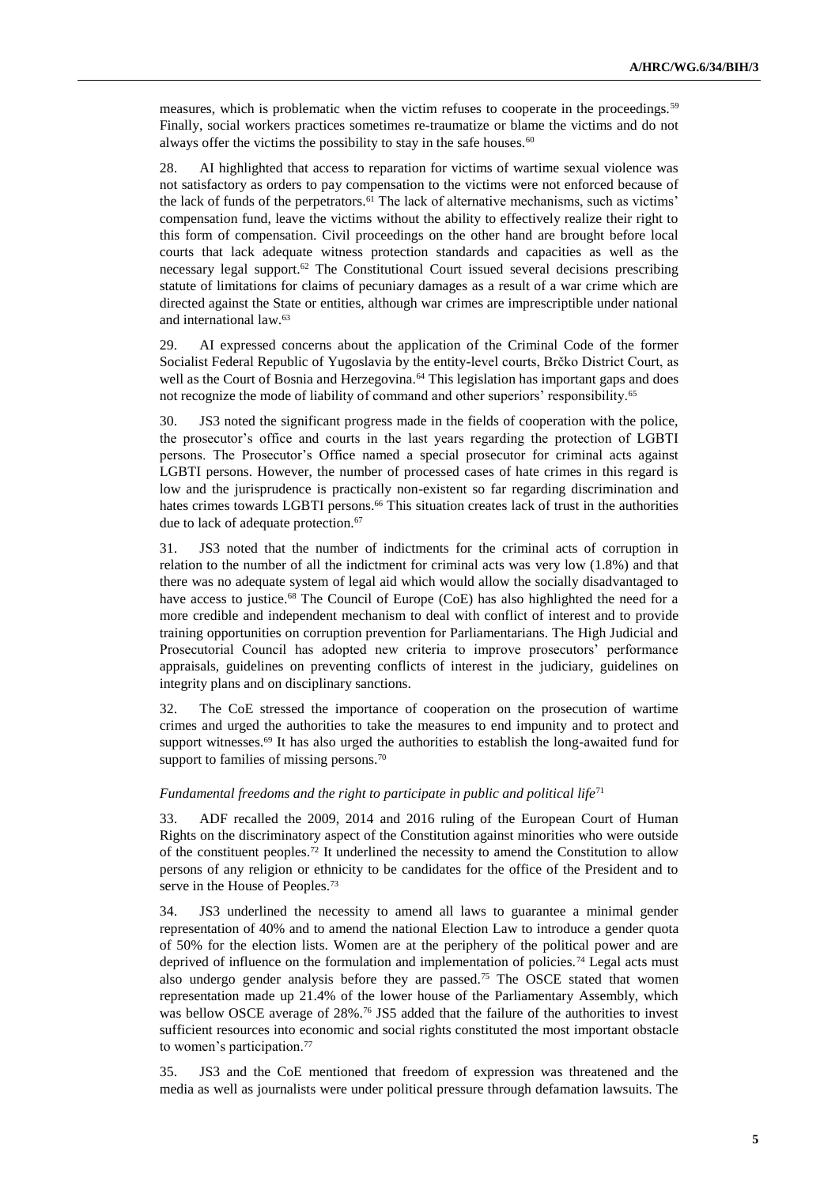measures, which is problematic when the victim refuses to cooperate in the proceedings.[59] Finally, social workers practices sometimes re-traumatize or blame the victims and do not always offer the victims the possibility to stay in the safe houses.[60]

28. AI highlighted that access to reparation for victims of wartime sexual violence was not satisfactory as orders to pay compensation to the victims were not enforced because of the lack of funds of the perpetrators.[61] The lack of alternative mechanisms, such as victims' compensation fund, leave the victims without the ability to effectively realize their right to this form of compensation. Civil proceedings on the other hand are brought before local courts that lack adequate witness protection standards and capacities as well as the necessary legal support.[62] The Constitutional Court issued several decisions prescribing statute of limitations for claims of pecuniary damages as a result of a war crime which are directed against the State or entities, although war crimes are imprescriptible under national and international law.[63]

29. AI expressed concerns about the application of the Criminal Code of the former Socialist Federal Republic of Yugoslavia by the entity-level courts, Brčko District Court, as well as the Court of Bosnia and Herzegovina.[64] This legislation has important gaps and does not recognize the mode of liability of command and other superiors' responsibility.[65]

30. JS3 noted the significant progress made in the fields of cooperation with the police, the prosecutor's office and courts in the last years regarding the protection of LGBTI persons. The Prosecutor's Office named a special prosecutor for criminal acts against LGBTI persons. However, the number of processed cases of hate crimes in this regard is low and the jurisprudence is practically non-existent so far regarding discrimination and hates crimes towards LGBTI persons.[66] This situation creates lack of trust in the authorities due to lack of adequate protection.[67]

31. JS3 noted that the number of indictments for the criminal acts of corruption in relation to the number of all the indictment for criminal acts was very low (1.8%) and that there was no adequate system of legal aid which would allow the socially disadvantaged to have access to justice.[68] The Council of Europe (CoE) has also highlighted the need for a more credible and independent mechanism to deal with conflict of interest and to provide training opportunities on corruption prevention for Parliamentarians. The High Judicial and Prosecutorial Council has adopted new criteria to improve prosecutors' performance appraisals, guidelines on preventing conflicts of interest in the judiciary, guidelines on integrity plans and on disciplinary sanctions.

32. The CoE stressed the importance of cooperation on the prosecution of wartime crimes and urged the authorities to take the measures to end impunity and to protect and support witnesses.[69] It has also urged the authorities to establish the long-awaited fund for support to families of missing persons.[70]

*Fundamental freedoms and the right to participate in public and political life*[71]

33. ADF recalled the 2009, 2014 and 2016 ruling of the European Court of Human Rights on the discriminatory aspect of the Constitution against minorities who were outside of the constituent peoples.[72] It underlined the necessity to amend the Constitution to allow persons of any religion or ethnicity to be candidates for the office of the President and to serve in the House of Peoples.[73]

34. JS3 underlined the necessity to amend all laws to guarantee a minimal gender representation of 40% and to amend the national Election Law to introduce a gender quota of 50% for the election lists. Women are at the periphery of the political power and are deprived of influence on the formulation and implementation of policies.[74] Legal acts must also undergo gender analysis before they are passed.[75] The OSCE stated that women representation made up 21.4% of the lower house of the Parliamentary Assembly, which was bellow OSCE average of 28%.[76] JS5 added that the failure of the authorities to invest sufficient resources into economic and social rights constituted the most important obstacle to women's participation.[77]

35. JS3 and the CoE mentioned that freedom of expression was threatened and the media as well as journalists were under political pressure through defamation lawsuits. The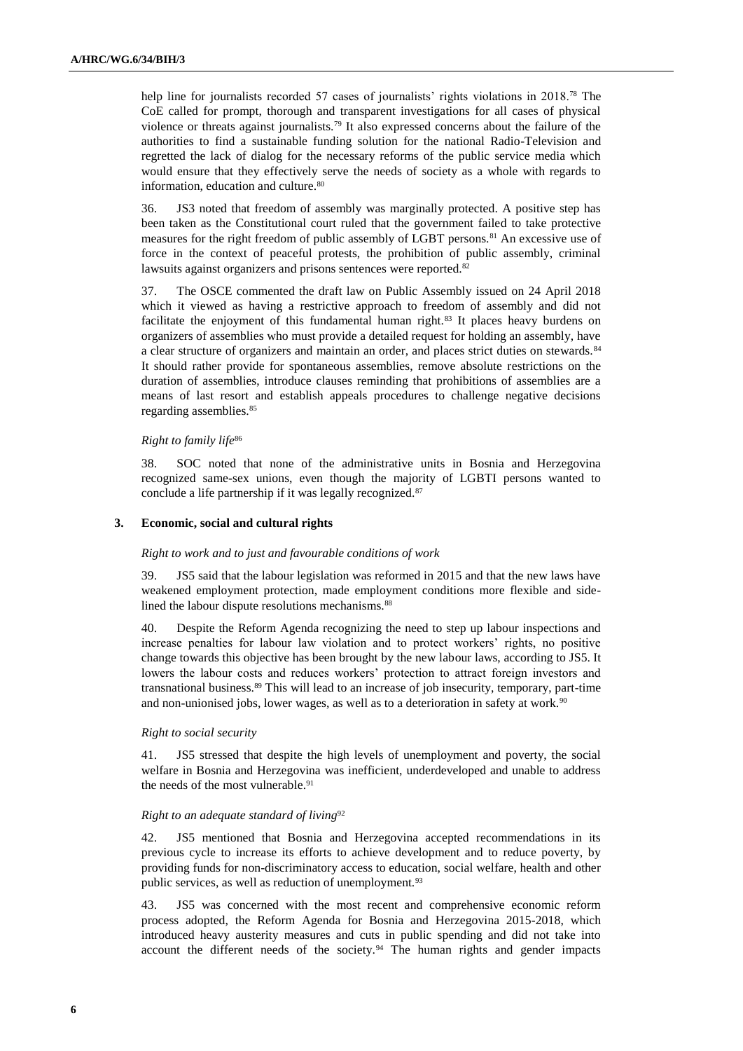help line for journalists recorded 57 cases of journalists' rights violations in 2018.[78] The CoE called for prompt, thorough and transparent investigations for all cases of physical violence or threats against journalists.[79] It also expressed concerns about the failure of the authorities to find a sustainable funding solution for the national Radio-Television and regretted the lack of dialog for the necessary reforms of the public service media which would ensure that they effectively serve the needs of society as a whole with regards to information, education and culture.[80]

36. JS3 noted that freedom of assembly was marginally protected. A positive step has been taken as the Constitutional court ruled that the government failed to take protective measures for the right freedom of public assembly of LGBT persons.[81] An excessive use of force in the context of peaceful protests, the prohibition of public assembly, criminal lawsuits against organizers and prisons sentences were reported.[82]

37. The OSCE commented the draft law on Public Assembly issued on 24 April 2018 which it viewed as having a restrictive approach to freedom of assembly and did not facilitate the enjoyment of this fundamental human right.[83] It places heavy burdens on organizers of assemblies who must provide a detailed request for holding an assembly, have a clear structure of organizers and maintain an order, and places strict duties on stewards.[84] It should rather provide for spontaneous assemblies, remove absolute restrictions on the duration of assemblies, introduce clauses reminding that prohibitions of assemblies are a means of last resort and establish appeals procedures to challenge negative decisions regarding assemblies.[85]

*Right to family life*[86]

38. SOC noted that none of the administrative units in Bosnia and Herzegovina recognized same-sex unions, even though the majority of LGBTI persons wanted to conclude a life partnership if it was legally recognized.[87]

### 3. Economic, social and cultural rights

*Right to work and to just and favourable conditions of work*

39. JS5 said that the labour legislation was reformed in 2015 and that the new laws have weakened employment protection, made employment conditions more flexible and side-lined the labour dispute resolutions mechanisms.[88]

40. Despite the Reform Agenda recognizing the need to step up labour inspections and increase penalties for labour law violation and to protect workers' rights, no positive change towards this objective has been brought by the new labour laws, according to JS5. It lowers the labour costs and reduces workers' protection to attract foreign investors and transnational business.[89] This will lead to an increase of job insecurity, temporary, part-time and non-unionised jobs, lower wages, as well as to a deterioration in safety at work.[90]

*Right to social security*

41. JS5 stressed that despite the high levels of unemployment and poverty, the social welfare in Bosnia and Herzegovina was inefficient, underdeveloped and unable to address the needs of the most vulnerable.[91]

*Right to an adequate standard of living*[92]

42. JS5 mentioned that Bosnia and Herzegovina accepted recommendations in its previous cycle to increase its efforts to achieve development and to reduce poverty, by providing funds for non-discriminatory access to education, social welfare, health and other public services, as well as reduction of unemployment.[93]

43. JS5 was concerned with the most recent and comprehensive economic reform process adopted, the Reform Agenda for Bosnia and Herzegovina 2015-2018, which introduced heavy austerity measures and cuts in public spending and did not take into account the different needs of the society.[94] The human rights and gender impacts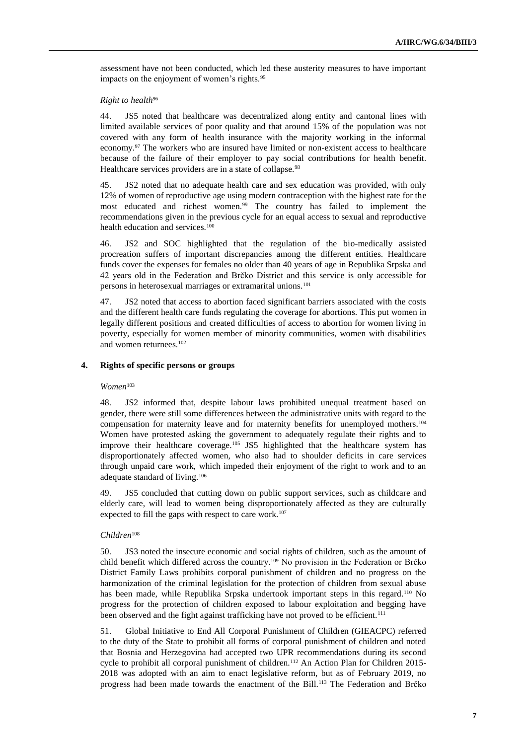assessment have not been conducted, which led these austerity measures to have important impacts on the enjoyment of women's rights.[95]

*Right to health*[96]

44. JS5 noted that healthcare was decentralized along entity and cantonal lines with limited available services of poor quality and that around 15% of the population was not covered with any form of health insurance with the majority working in the informal economy.[97] The workers who are insured have limited or non-existent access to healthcare because of the failure of their employer to pay social contributions for health benefit. Healthcare services providers are in a state of collapse.[98]

45. JS2 noted that no adequate health care and sex education was provided, with only 12% of women of reproductive age using modern contraception with the highest rate for the most educated and richest women.[99] The country has failed to implement the recommendations given in the previous cycle for an equal access to sexual and reproductive health education and services.[100]

46. JS2 and SOC highlighted that the regulation of the bio-medically assisted procreation suffers of important discrepancies among the different entities. Healthcare funds cover the expenses for females no older than 40 years of age in Republika Srpska and 42 years old in the Federation and Brčko District and this service is only accessible for persons in heterosexual marriages or extramarital unions.[101]

47. JS2 noted that access to abortion faced significant barriers associated with the costs and the different health care funds regulating the coverage for abortions. This put women in legally different positions and created difficulties of access to abortion for women living in poverty, especially for women member of minority communities, women with disabilities and women returnees.[102]

### 4. Rights of specific persons or groups

*Women*[103]

48. JS2 informed that, despite labour laws prohibited unequal treatment based on gender, there were still some differences between the administrative units with regard to the compensation for maternity leave and for maternity benefits for unemployed mothers.[104] Women have protested asking the government to adequately regulate their rights and to improve their healthcare coverage.[105] JS5 highlighted that the healthcare system has disproportionately affected women, who also had to shoulder deficits in care services through unpaid care work, which impeded their enjoyment of the right to work and to an adequate standard of living.[106]

49. JS5 concluded that cutting down on public support services, such as childcare and elderly care, will lead to women being disproportionately affected as they are culturally expected to fill the gaps with respect to care work.[107]

*Children*[108]

50. JS3 noted the insecure economic and social rights of children, such as the amount of child benefit which differed across the country.[109] No provision in the Federation or Brčko District Family Laws prohibits corporal punishment of children and no progress on the harmonization of the criminal legislation for the protection of children from sexual abuse has been made, while Republika Srpska undertook important steps in this regard.[110] No progress for the protection of children exposed to labour exploitation and begging have been observed and the fight against trafficking have not proved to be efficient.[111]

51. Global Initiative to End All Corporal Punishment of Children (GIEACPC) referred to the duty of the State to prohibit all forms of corporal punishment of children and noted that Bosnia and Herzegovina had accepted two UPR recommendations during its second cycle to prohibit all corporal punishment of children.[112] An Action Plan for Children 2015-2018 was adopted with an aim to enact legislative reform, but as of February 2019, no progress had been made towards the enactment of the Bill.[113] The Federation and Brčko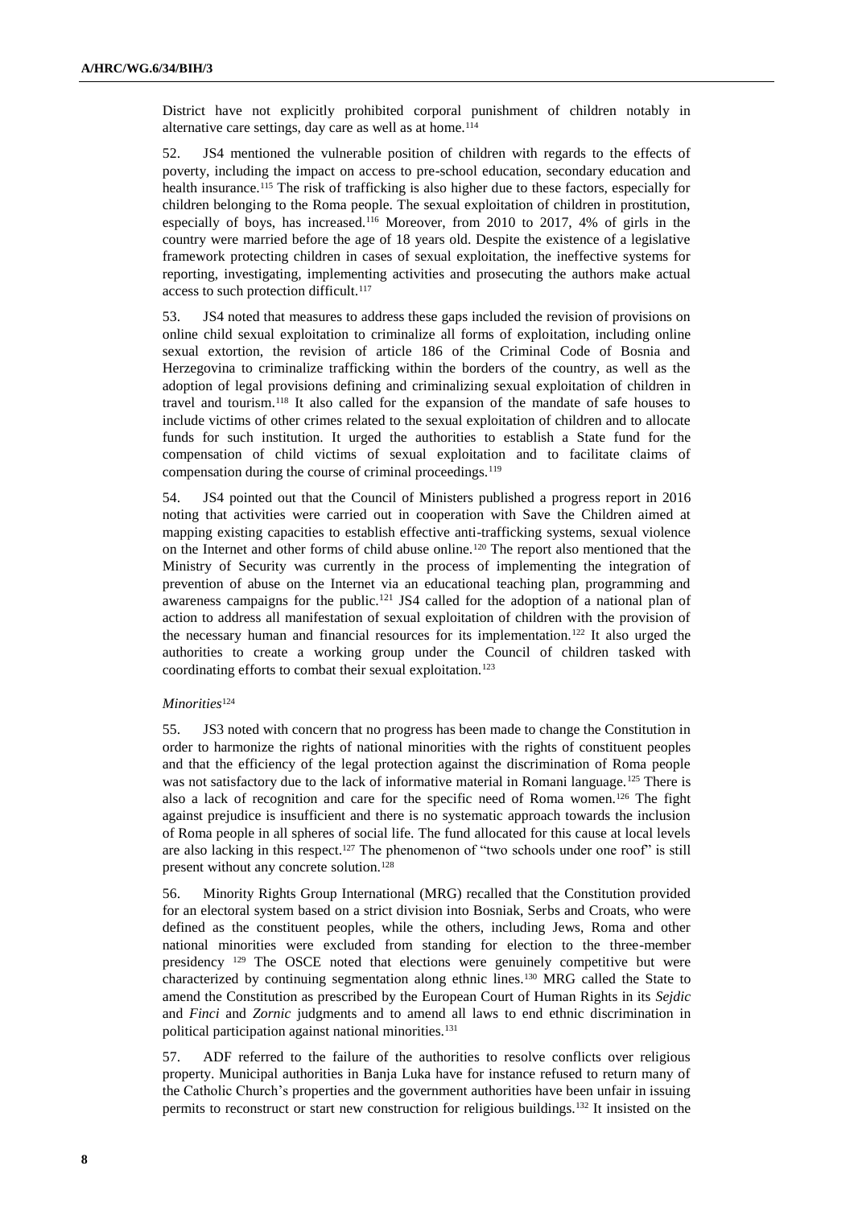District have not explicitly prohibited corporal punishment of children notably in alternative care settings, day care as well as at home.[114]

52. JS4 mentioned the vulnerable position of children with regards to the effects of poverty, including the impact on access to pre-school education, secondary education and health insurance.[115] The risk of trafficking is also higher due to these factors, especially for children belonging to the Roma people. The sexual exploitation of children in prostitution, especially of boys, has increased.[116] Moreover, from 2010 to 2017, 4% of girls in the country were married before the age of 18 years old. Despite the existence of a legislative framework protecting children in cases of sexual exploitation, the ineffective systems for reporting, investigating, implementing activities and prosecuting the authors make actual access to such protection difficult.[117]

53. JS4 noted that measures to address these gaps included the revision of provisions on online child sexual exploitation to criminalize all forms of exploitation, including online sexual extortion, the revision of article 186 of the Criminal Code of Bosnia and Herzegovina to criminalize trafficking within the borders of the country, as well as the adoption of legal provisions defining and criminalizing sexual exploitation of children in travel and tourism.[118] It also called for the expansion of the mandate of safe houses to include victims of other crimes related to the sexual exploitation of children and to allocate funds for such institution. It urged the authorities to establish a State fund for the compensation of child victims of sexual exploitation and to facilitate claims of compensation during the course of criminal proceedings.[119]

54. JS4 pointed out that the Council of Ministers published a progress report in 2016 noting that activities were carried out in cooperation with Save the Children aimed at mapping existing capacities to establish effective anti-trafficking systems, sexual violence on the Internet and other forms of child abuse online.[120] The report also mentioned that the Ministry of Security was currently in the process of implementing the integration of prevention of abuse on the Internet via an educational teaching plan, programming and awareness campaigns for the public.[121] JS4 called for the adoption of a national plan of action to address all manifestation of sexual exploitation of children with the provision of the necessary human and financial resources for its implementation.[122] It also urged the authorities to create a working group under the Council of children tasked with coordinating efforts to combat their sexual exploitation.[123]

*Minorities*[124]

55. JS3 noted with concern that no progress has been made to change the Constitution in order to harmonize the rights of national minorities with the rights of constituent peoples and that the efficiency of the legal protection against the discrimination of Roma people was not satisfactory due to the lack of informative material in Romani language.[125] There is also a lack of recognition and care for the specific need of Roma women.[126] The fight against prejudice is insufficient and there is no systematic approach towards the inclusion of Roma people in all spheres of social life. The fund allocated for this cause at local levels are also lacking in this respect.[127] The phenomenon of "two schools under one roof" is still present without any concrete solution.[128]

56. Minority Rights Group International (MRG) recalled that the Constitution provided for an electoral system based on a strict division into Bosniak, Serbs and Croats, who were defined as the constituent peoples, while the others, including Jews, Roma and other national minorities were excluded from standing for election to the three-member presidency [129] The OSCE noted that elections were genuinely competitive but were characterized by continuing segmentation along ethnic lines.[130] MRG called the State to amend the Constitution as prescribed by the European Court of Human Rights in its *Sejdic* and *Finci* and *Zornic* judgments and to amend all laws to end ethnic discrimination in political participation against national minorities.[131]

57. ADF referred to the failure of the authorities to resolve conflicts over religious property. Municipal authorities in Banja Luka have for instance refused to return many of the Catholic Church's properties and the government authorities have been unfair in issuing permits to reconstruct or start new construction for religious buildings.[132] It insisted on the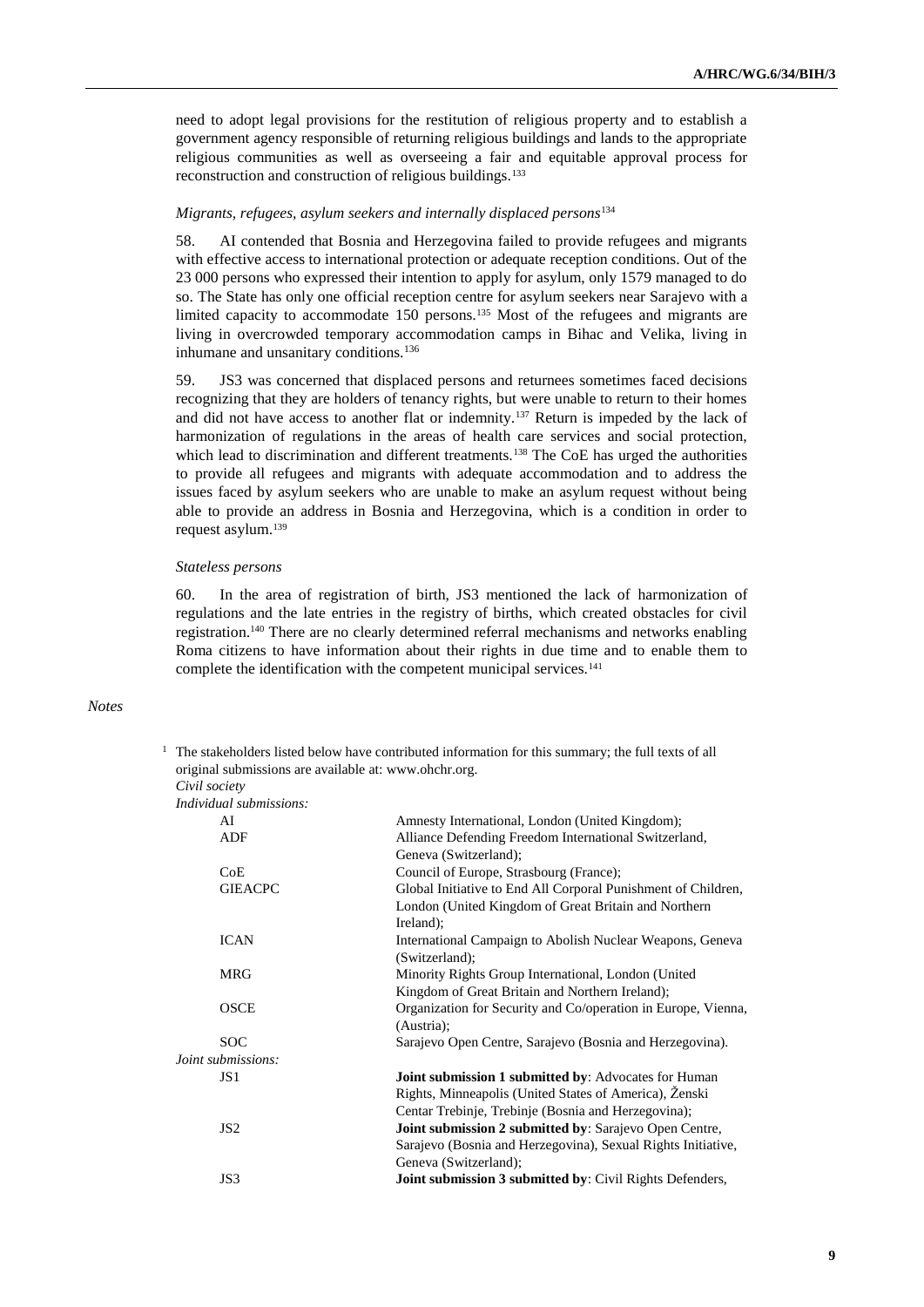need to adopt legal provisions for the restitution of religious property and to establish a government agency responsible of returning religious buildings and lands to the appropriate religious communities as well as overseeing a fair and equitable approval process for reconstruction and construction of religious buildings.[133]

*Migrants, refugees, asylum seekers and internally displaced persons*[134]

58. AI contended that Bosnia and Herzegovina failed to provide refugees and migrants with effective access to international protection or adequate reception conditions. Out of the 23 000 persons who expressed their intention to apply for asylum, only 1579 managed to do so. The State has only one official reception centre for asylum seekers near Sarajevo with a limited capacity to accommodate 150 persons.[135] Most of the refugees and migrants are living in overcrowded temporary accommodation camps in Bihac and Velika, living in inhumane and unsanitary conditions.[136]

59. JS3 was concerned that displaced persons and returnees sometimes faced decisions recognizing that they are holders of tenancy rights, but were unable to return to their homes and did not have access to another flat or indemnity.[137] Return is impeded by the lack of harmonization of regulations in the areas of health care services and social protection, which lead to discrimination and different treatments.[138] The CoE has urged the authorities to provide all refugees and migrants with adequate accommodation and to address the issues faced by asylum seekers who are unable to make an asylum request without being able to provide an address in Bosnia and Herzegovina, which is a condition in order to request asylum.[139]

*Stateless persons*

60. In the area of registration of birth, JS3 mentioned the lack of harmonization of regulations and the late entries in the registry of births, which created obstacles for civil registration.[140] There are no clearly determined referral mechanisms and networks enabling Roma citizens to have information about their rights in due time and to enable them to complete the identification with the competent municipal services.[141]

*Notes*

[1] The stakeholders listed below have contributed information for this summary; the full texts of all original submissions are available at: www.ohchr.org.

*Civil society*

*Individual submissions:*

| | |
|---|---|
| AI | Amnesty International, London (United Kingdom); |
| ADF | Alliance Defending Freedom International Switzerland, Geneva (Switzerland); |
| CoE | Council of Europe, Strasbourg (France); |
| GIEACPC | Global Initiative to End All Corporal Punishment of Children, London (United Kingdom of Great Britain and Northern Ireland); |
| ICAN | International Campaign to Abolish Nuclear Weapons, Geneva (Switzerland); |
| MRG | Minority Rights Group International, London (United Kingdom of Great Britain and Northern Ireland); |
| OSCE | Organization for Security and Co/operation in Europe, Vienna, (Austria); |
| SOC | Sarajevo Open Centre, Sarajevo (Bosnia and Herzegovina). |

*Joint submissions:*

| | |
|---|---|
| JS1 | **Joint submission 1 submitted by**: Advocates for Human Rights, Minneapolis (United States of America), Ženski Centar Trebinje, Trebinje (Bosnia and Herzegovina); |
| JS2 | **Joint submission 2 submitted by**: Sarajevo Open Centre, Sarajevo (Bosnia and Herzegovina), Sexual Rights Initiative, Geneva (Switzerland); |
| JS3 | **Joint submission 3 submitted by**: Civil Rights Defenders, |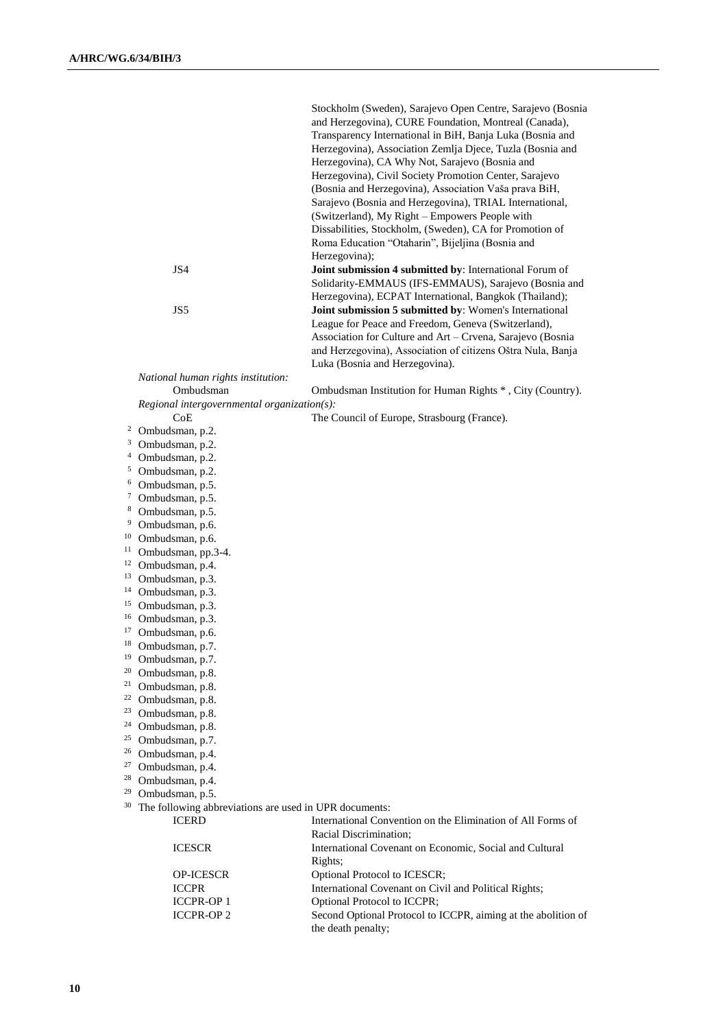| | |
|---|---|
| | Stockholm (Sweden), Sarajevo Open Centre, Sarajevo (Bosnia and Herzegovina), CURE Foundation, Montreal (Canada), Transparency International in BiH, Banja Luka (Bosnia and Herzegovina), Association Zemlja Djece, Tuzla (Bosnia and Herzegovina), CA Why Not, Sarajevo (Bosnia and Herzegovina), Civil Society Promotion Center, Sarajevo (Bosnia and Herzegovina), Association Vaša prava BiH, Sarajevo (Bosnia and Herzegovina), TRIAL International, (Switzerland), My Right – Empowers People with Dissabilities, Stockholm, (Sweden), CA for Promotion of Roma Education "Otaharin", Bijeljina (Bosnia and Herzegovina); |
| JS4 | **Joint submission 4 submitted by**: International Forum of Solidarity-EMMAUS (IFS-EMMAUS), Sarajevo (Bosnia and Herzegovina), ECPAT International, Bangkok (Thailand); |
| JS5 | **Joint submission 5 submitted by**: Women's International League for Peace and Freedom, Geneva (Switzerland), Association for Culture and Art – Crvena, Sarajevo (Bosnia and Herzegovina), Association of citizens Oštra Nula, Banja Luka (Bosnia and Herzegovina). |

*National human rights institution:*

| | |
|---|---|
| Ombudsman | Ombudsman Institution for Human Rights * , City (Country). |

*Regional intergovernmental organization(s):*

| | |
|---|---|
| CoE | The Council of Europe, Strasbourg (France). |

[2] Ombudsman, p.2.
[3] Ombudsman, p.2.
[4] Ombudsman, p.2.
[5] Ombudsman, p.2.
[6] Ombudsman, p.5.
[7] Ombudsman, p.5.
[8] Ombudsman, p.5.
[9] Ombudsman, p.6.
[10] Ombudsman, p.6.
[11] Ombudsman, pp.3-4.
[12] Ombudsman, p.4.
[13] Ombudsman, p.3.
[14] Ombudsman, p.3.
[15] Ombudsman, p.3.
[16] Ombudsman, p.3.
[17] Ombudsman, p.6.
[18] Ombudsman, p.7.
[19] Ombudsman, p.7.
[20] Ombudsman, p.8.
[21] Ombudsman, p.8.
[22] Ombudsman, p.8.
[23] Ombudsman, p.8.
[24] Ombudsman, p.8.
[25] Ombudsman, p.7.
[26] Ombudsman, p.4.
[27] Ombudsman, p.4.
[28] Ombudsman, p.4.
[29] Ombudsman, p.5.
[30] The following abbreviations are used in UPR documents:

| | |
|---|---|
| ICERD | International Convention on the Elimination of All Forms of Racial Discrimination; |
| ICESCR | International Covenant on Economic, Social and Cultural Rights; |
| OP-ICESCR | Optional Protocol to ICESCR; |
| ICCPR | International Covenant on Civil and Political Rights; |
| ICCPR-OP 1 | Optional Protocol to ICCPR; |
| ICCPR-OP 2 | Second Optional Protocol to ICCPR, aiming at the abolition of the death penalty; |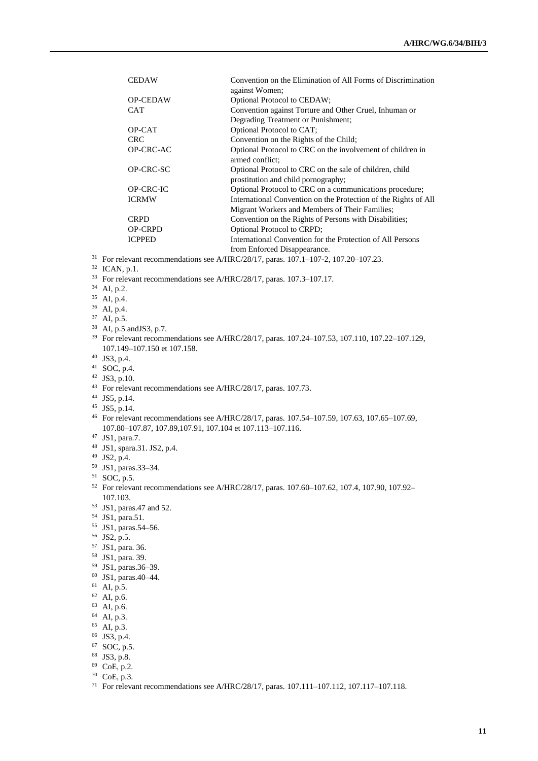| | |
|---|---|
| CEDAW | Convention on the Elimination of All Forms of Discrimination against Women; |
| OP-CEDAW | Optional Protocol to CEDAW; |
| CAT | Convention against Torture and Other Cruel, Inhuman or Degrading Treatment or Punishment; |
| OP-CAT | Optional Protocol to CAT; |
| CRC | Convention on the Rights of the Child; |
| OP-CRC-AC | Optional Protocol to CRC on the involvement of children in armed conflict; |
| OP-CRC-SC | Optional Protocol to CRC on the sale of children, child prostitution and child pornography; |
| OP-CRC-IC | Optional Protocol to CRC on a communications procedure; |
| ICRMW | International Convention on the Protection of the Rights of All Migrant Workers and Members of Their Families; |
| CRPD | Convention on the Rights of Persons with Disabilities; |
| OP-CRPD | Optional Protocol to CRPD; |
| ICPPED | International Convention for the Protection of All Persons from Enforced Disappearance. |

[31] For relevant recommendations see A/HRC/28/17, paras. 107.1–107-2, 107.20–107.23.

[32] ICAN, p.1.

[33] For relevant recommendations see A/HRC/28/17, paras. 107.3–107.17.

[34] AI, p.2.

[35] AI, p.4.

[36] AI, p.4.

[37] AI, p.5.

[38] AI, p.5 andJS3, p.7.

[39] For relevant recommendations see A/HRC/28/17, paras. 107.24–107.53, 107.110, 107.22–107.129, 107.149–107.150 et 107.158.

[40] JS3, p.4.

[41] SOC, p.4.

[42] JS3, p.10.

[43] For relevant recommendations see A/HRC/28/17, paras. 107.73.

[44] JS5, p.14.

[45] JS5, p.14.

[46] For relevant recommendations see A/HRC/28/17, paras. 107.54–107.59, 107.63, 107.65–107.69, 107.80–107.87, 107.89,107.91, 107.104 et 107.113–107.116.

[47] JS1, para.7.

[48] JS1, spara.31. JS2, p.4.

[49] JS2, p.4.

[50] JS1, paras.33–34.

[51] SOC, p.5.

[52] For relevant recommendations see A/HRC/28/17, paras. 107.60–107.62, 107.4, 107.90, 107.92–107.103.

[53] JS1, paras.47 and 52.

[54] JS1, para.51.

[55] JS1, paras.54–56.

[56] JS2, p.5.

[57] JS1, para. 36.

[58] JS1, para. 39.

[59] JS1, paras.36–39.

[60] JS1, paras.40–44.

[61] AI, p.5.

[62] AI, p.6.

[63] AI, p.6.

[64] AI, p.3.

[65] AI, p.3.

[66] JS3, p.4.

[67] SOC, p.5.

[68] JS3, p.8.

[69] CoE, p.2.

[70] CoE, p.3.

[71] For relevant recommendations see A/HRC/28/17, paras. 107.111–107.112, 107.117–107.118.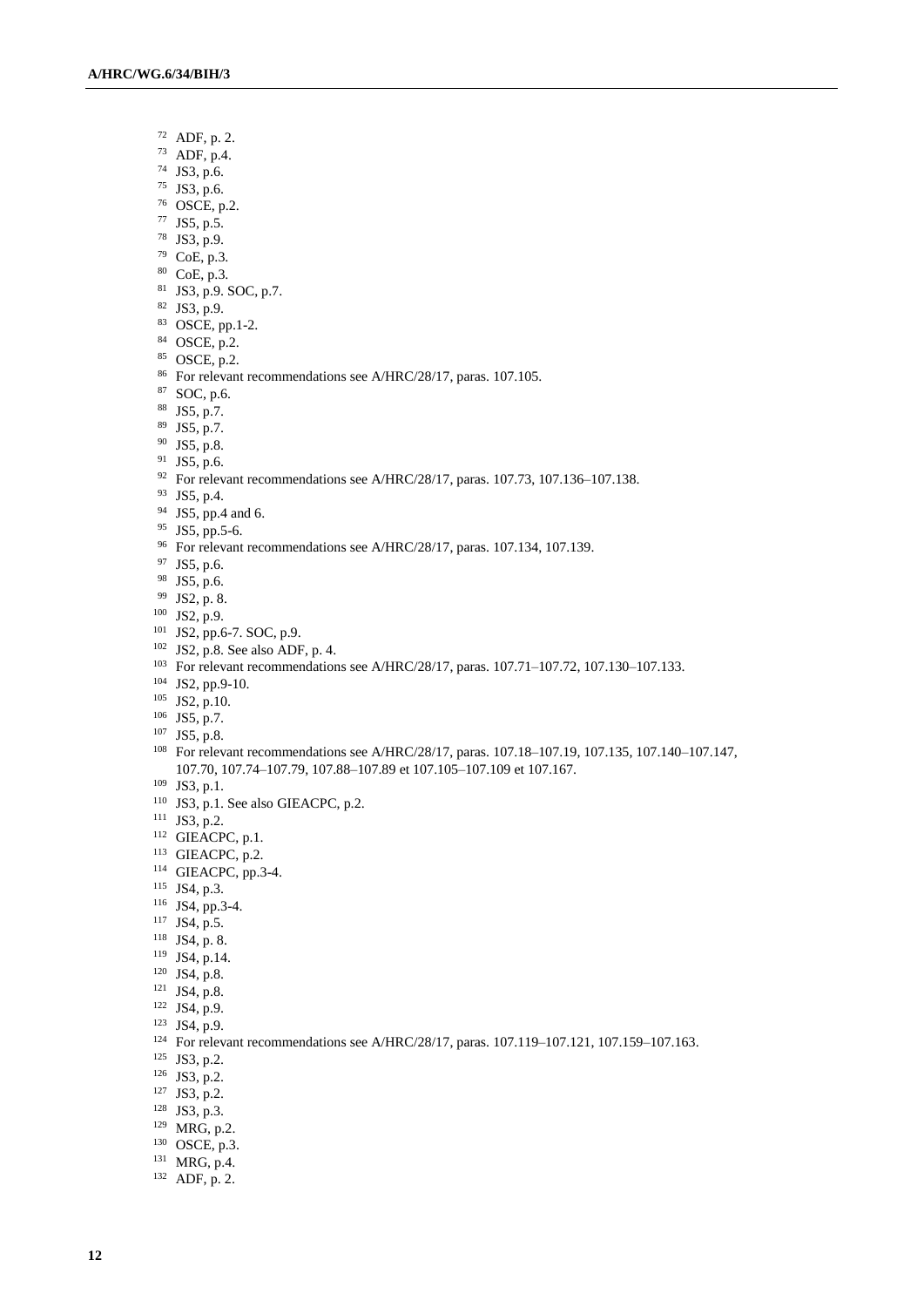[72] ADF, p. 2.
[73] ADF, p.4.
[74] JS3, p.6.
[75] JS3, p.6.
[76] OSCE, p.2.
[77] JS5, p.5.
[78] JS3, p.9.
[79] CoE, p.3.
[80] CoE, p.3.
[81] JS3, p.9. SOC, p.7.
[82] JS3, p.9.
[83] OSCE, pp.1-2.
[84] OSCE, p.2.
[85] OSCE, p.2.
[86] For relevant recommendations see A/HRC/28/17, paras. 107.105.
[87] SOC, p.6.
[88] JS5, p.7.
[89] JS5, p.7.
[90] JS5, p.8.
[91] JS5, p.6.
[92] For relevant recommendations see A/HRC/28/17, paras. 107.73, 107.136–107.138.
[93] JS5, p.4.
[94] JS5, pp.4 and 6.
[95] JS5, pp.5-6.
[96] For relevant recommendations see A/HRC/28/17, paras. 107.134, 107.139.
[97] JS5, p.6.
[98] JS5, p.6.
[99] JS2, p. 8.
[100] JS2, p.9.
[101] JS2, pp.6-7. SOC, p.9.
[102] JS2, p.8. See also ADF, p. 4.
[103] For relevant recommendations see A/HRC/28/17, paras. 107.71–107.72, 107.130–107.133.
[104] JS2, pp.9-10.
[105] JS2, p.10.
[106] JS5, p.7.
[107] JS5, p.8.
[108] For relevant recommendations see A/HRC/28/17, paras. 107.18–107.19, 107.135, 107.140–107.147, 107.70, 107.74–107.79, 107.88–107.89 et 107.105–107.109 et 107.167.
[109] JS3, p.1.
[110] JS3, p.1. See also GIEACPC, p.2.
[111] JS3, p.2.
[112] GIEACPC, p.1.
[113] GIEACPC, p.2.
[114] GIEACPC, pp.3-4.
[115] JS4, p.3.
[116] JS4, pp.3-4.
[117] JS4, p.5.
[118] JS4, p. 8.
[119] JS4, p.14.
[120] JS4, p.8.
[121] JS4, p.8.
[122] JS4, p.9.
[123] JS4, p.9.
[124] For relevant recommendations see A/HRC/28/17, paras. 107.119–107.121, 107.159–107.163.
[125] JS3, p.2.
[126] JS3, p.2.
[127] JS3, p.2.
[128] JS3, p.3.
[129] MRG, p.2.
[130] OSCE, p.3.
[131] MRG, p.4.
[132] ADF, p. 2.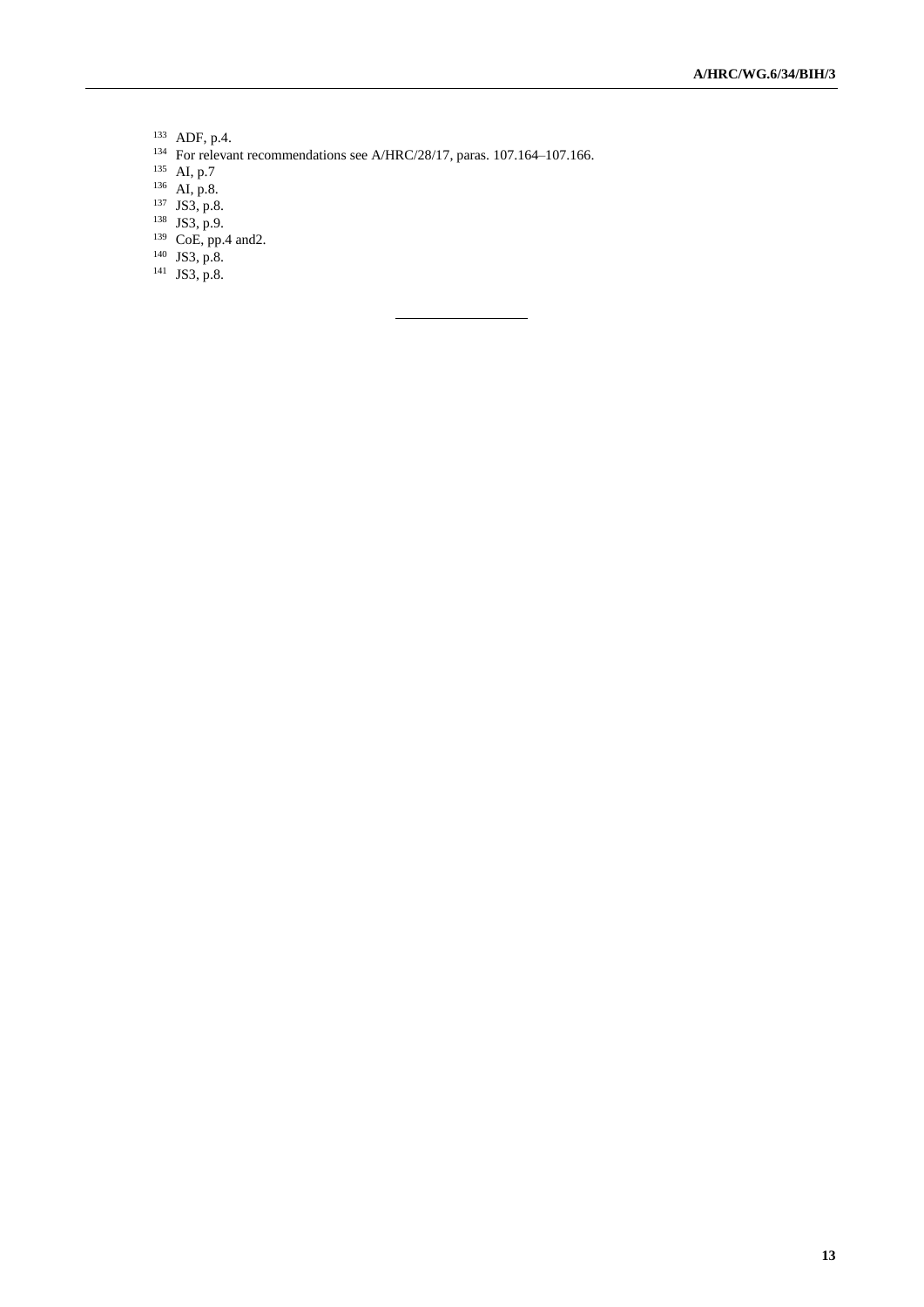[133] ADF, p.4.
[134] For relevant recommendations see A/HRC/28/17, paras. 107.164–107.166.
[135] AI, p.7
[136] AI, p.8.
[137] JS3, p.8.
[138] JS3, p.9.
[139] CoE, pp.4 and2.
[140] JS3, p.8.
[141] JS3, p.8.